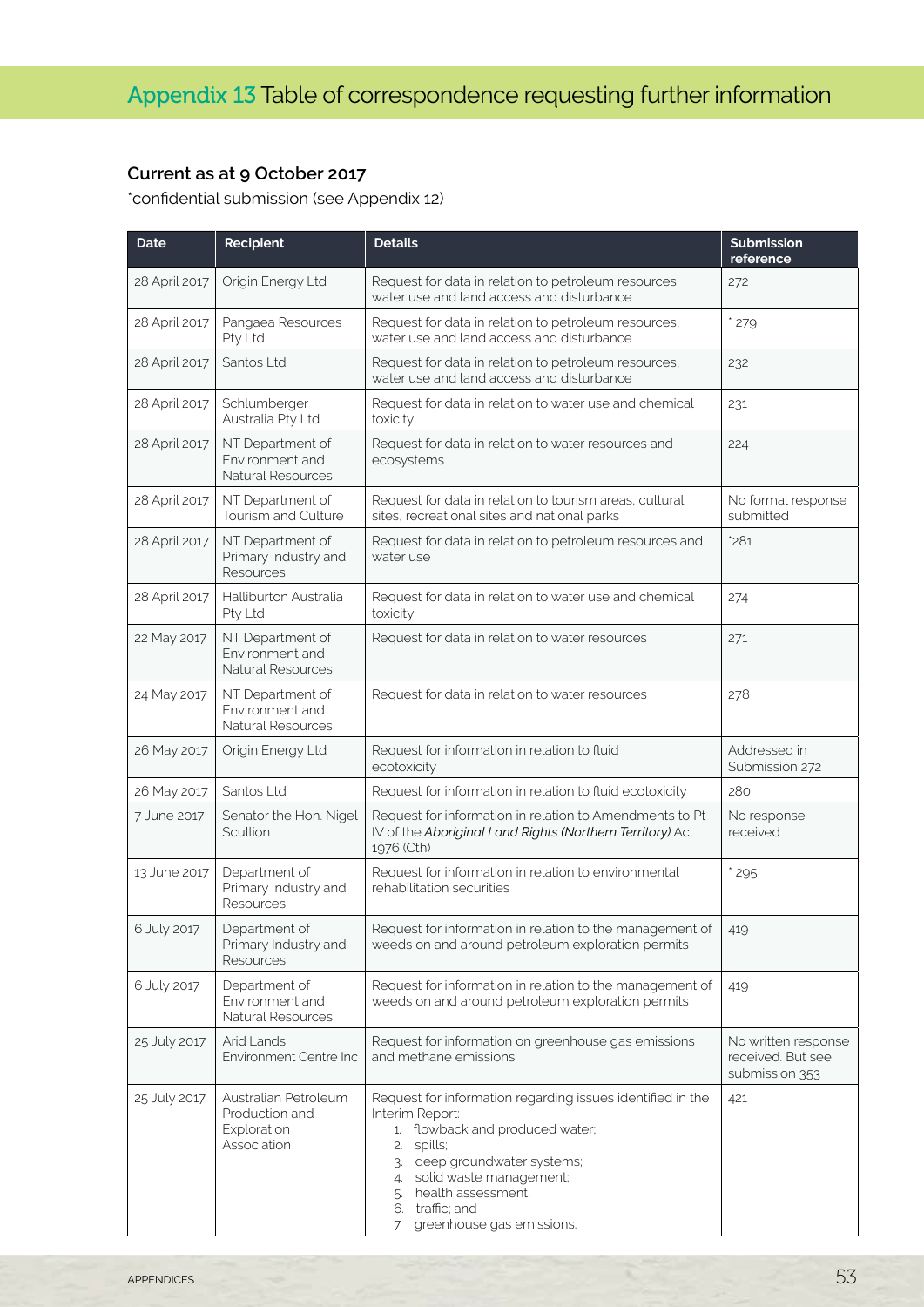# Appendix 13 Table of correspondence requesting further information

**Current as at 9 October 2017**

*confidential submission (see Appendix 12)

| Date | Recipient | Details | Submission reference |
|---|---|---|---|
| 28 April 2017 | Origin Energy Ltd | Request for data in relation to petroleum resources, water use and land access and disturbance | 272 |
| 28 April 2017 | Pangaea Resources Pty Ltd | Request for data in relation to petroleum resources, water use and land access and disturbance | * 279 |
| 28 April 2017 | Santos Ltd | Request for data in relation to petroleum resources, water use and land access and disturbance | 232 |
| 28 April 2017 | Schlumberger Australia Pty Ltd | Request for data in relation to water use and chemical toxicity | 231 |
| 28 April 2017 | NT Department of Environment and Natural Resources | Request for data in relation to water resources and ecosystems | 224 |
| 28 April 2017 | NT Department of Tourism and Culture | Request for data in relation to tourism areas, cultural sites, recreational sites and national parks | No formal response submitted |
| 28 April 2017 | NT Department of Primary Industry and Resources | Request for data in relation to petroleum resources and water use | *281 |
| 28 April 2017 | Halliburton Australia Pty Ltd | Request for data in relation to water use and chemical toxicity | 274 |
| 22 May 2017 | NT Department of Environment and Natural Resources | Request for data in relation to water resources | 271 |
| 24 May 2017 | NT Department of Environment and Natural Resources | Request for data in relation to water resources | 278 |
| 26 May 2017 | Origin Energy Ltd | Request for information in relation to fluid ecotoxicity | Addressed in Submission 272 |
| 26 May 2017 | Santos Ltd | Request for information in relation to fluid ecotoxicity | 280 |
| 7 June 2017 | Senator the Hon. Nigel Scullion | Request for information in relation to Amendments to Pt IV of the *Aboriginal Land Rights (Northern Territory)* Act 1976 (Cth) | No response received |
| 13 June 2017 | Department of Primary Industry and Resources | Request for information in relation to environmental rehabilitation securities | * 295 |
| 6 July 2017 | Department of Primary Industry and Resources | Request for information in relation to the management of weeds on and around petroleum exploration permits | 419 |
| 6 July 2017 | Department of Environment and Natural Resources | Request for information in relation to the management of weeds on and around petroleum exploration permits | 419 |
| 25 July 2017 | Arid Lands Environment Centre Inc | Request for information on greenhouse gas emissions and methane emissions | No written response received. But see submission 353 |
| 25 July 2017 | Australian Petroleum Production and Exploration Association | Request for information regarding issues identified in the Interim Report: 1. flowback and produced water; 2. spills; 3. deep groundwater systems; 4. solid waste management; 5. health assessment; 6. traffic; and 7. greenhouse gas emissions. | 421 |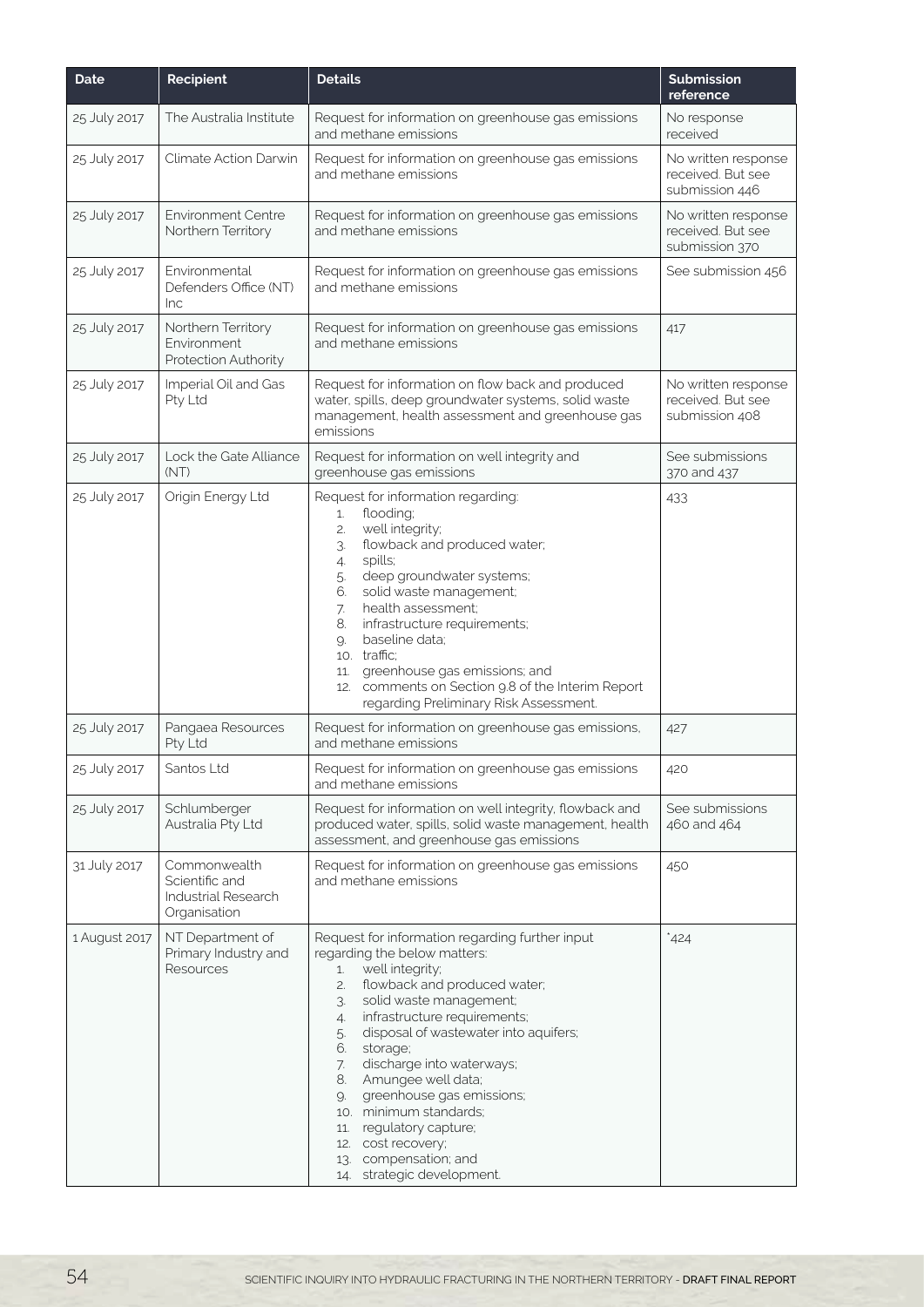| Date | Recipient | Details | Submission reference |
|---|---|---|---|
| 25 July 2017 | The Australia Institute | Request for information on greenhouse gas emissions and methane emissions | No response received |
| 25 July 2017 | Climate Action Darwin | Request for information on greenhouse gas emissions and methane emissions | No written response received. But see submission 446 |
| 25 July 2017 | Environment Centre Northern Territory | Request for information on greenhouse gas emissions and methane emissions | No written response received. But see submission 370 |
| 25 July 2017 | Environmental Defenders Office (NT) Inc | Request for information on greenhouse gas emissions and methane emissions | See submission 456 |
| 25 July 2017 | Northern Territory Environment Protection Authority | Request for information on greenhouse gas emissions and methane emissions | 417 |
| 25 July 2017 | Imperial Oil and Gas Pty Ltd | Request for information on flow back and produced water, spills, deep groundwater systems, solid waste management, health assessment and greenhouse gas emissions | No written response received. But see submission 408 |
| 25 July 2017 | Lock the Gate Alliance (NT) | Request for information on well integrity and greenhouse gas emissions | See submissions 370 and 437 |
| 25 July 2017 | Origin Energy Ltd | Request for information regarding: 1. flooding; 2. well integrity; 3. flowback and produced water; 4. spills; 5. deep groundwater systems; 6. solid waste management; 7. health assessment; 8. infrastructure requirements; 9. baseline data; 10. traffic; 11. greenhouse gas emissions; and 12. comments on Section 9.8 of the Interim Report regarding Preliminary Risk Assessment. | 433 |
| 25 July 2017 | Pangaea Resources Pty Ltd | Request for information on greenhouse gas emissions, and methane emissions | 427 |
| 25 July 2017 | Santos Ltd | Request for information on greenhouse gas emissions and methane emissions | 420 |
| 25 July 2017 | Schlumberger Australia Pty Ltd | Request for information on well integrity, flowback and produced water, spills, solid waste management, health assessment, and greenhouse gas emissions | See submissions 460 and 464 |
| 31 July 2017 | Commonwealth Scientific and Industrial Research Organisation | Request for information on greenhouse gas emissions and methane emissions | 450 |
| 1 August 2017 | NT Department of Primary Industry and Resources | Request for information regarding further input regarding the below matters: 1. well integrity; 2. flowback and produced water; 3. solid waste management; 4. infrastructure requirements; 5. disposal of wastewater into aquifers; 6. storage; 7. discharge into waterways; 8. Amungee well data; 9. greenhouse gas emissions; 10. minimum standards; 11. regulatory capture; 12. cost recovery; 13. compensation; and 14. strategic development. | *424 |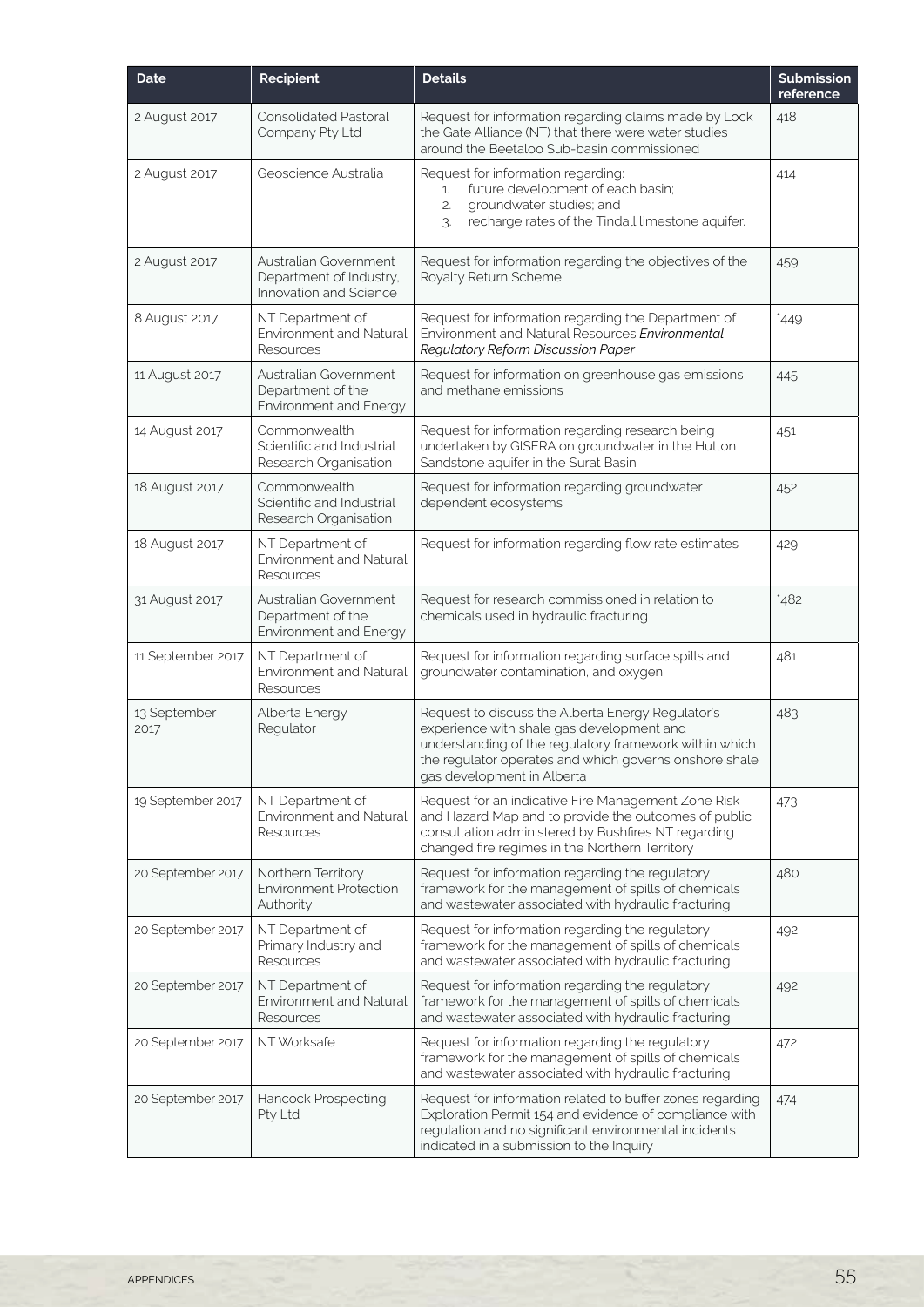| Date | Recipient | Details | Submission reference |
|---|---|---|---|
| 2 August 2017 | Consolidated Pastoral Company Pty Ltd | Request for information regarding claims made by Lock the Gate Alliance (NT) that there were water studies around the Beetaloo Sub-basin commissioned | 418 |
| 2 August 2017 | Geoscience Australia | Request for information regarding:<br>1. future development of each basin;<br>2. groundwater studies; and<br>3. recharge rates of the Tindall limestone aquifer. | 414 |
| 2 August 2017 | Australian Government Department of Industry, Innovation and Science | Request for information regarding the objectives of the Royalty Return Scheme | 459 |
| 8 August 2017 | NT Department of Environment and Natural Resources | Request for information regarding the Department of Environment and Natural Resources *Environmental Regulatory Reform Discussion Paper* | *449 |
| 11 August 2017 | Australian Government Department of the Environment and Energy | Request for information on greenhouse gas emissions and methane emissions | 445 |
| 14 August 2017 | Commonwealth Scientific and Industrial Research Organisation | Request for information regarding research being undertaken by GISERA on groundwater in the Hutton Sandstone aquifer in the Surat Basin | 451 |
| 18 August 2017 | Commonwealth Scientific and Industrial Research Organisation | Request for information regarding groundwater dependent ecosystems | 452 |
| 18 August 2017 | NT Department of Environment and Natural Resources | Request for information regarding flow rate estimates | 429 |
| 31 August 2017 | Australian Government Department of the Environment and Energy | Request for research commissioned in relation to chemicals used in hydraulic fracturing | *482 |
| 11 September 2017 | NT Department of Environment and Natural Resources | Request for information regarding surface spills and groundwater contamination, and oxygen | 481 |
| 13 September 2017 | Alberta Energy Regulator | Request to discuss the Alberta Energy Regulator's experience with shale gas development and understanding of the regulatory framework within which the regulator operates and which governs onshore shale gas development in Alberta | 483 |
| 19 September 2017 | NT Department of Environment and Natural Resources | Request for an indicative Fire Management Zone Risk and Hazard Map and to provide the outcomes of public consultation administered by Bushfires NT regarding changed fire regimes in the Northern Territory | 473 |
| 20 September 2017 | Northern Territory Environment Protection Authority | Request for information regarding the regulatory framework for the management of spills of chemicals and wastewater associated with hydraulic fracturing | 480 |
| 20 September 2017 | NT Department of Primary Industry and Resources | Request for information regarding the regulatory framework for the management of spills of chemicals and wastewater associated with hydraulic fracturing | 492 |
| 20 September 2017 | NT Department of Environment and Natural Resources | Request for information regarding the regulatory framework for the management of spills of chemicals and wastewater associated with hydraulic fracturing | 492 |
| 20 September 2017 | NT Worksafe | Request for information regarding the regulatory framework for the management of spills of chemicals and wastewater associated with hydraulic fracturing | 472 |
| 20 September 2017 | Hancock Prospecting Pty Ltd | Request for information related to buffer zones regarding Exploration Permit 154 and evidence of compliance with regulation and no significant environmental incidents indicated in a submission to the Inquiry | 474 |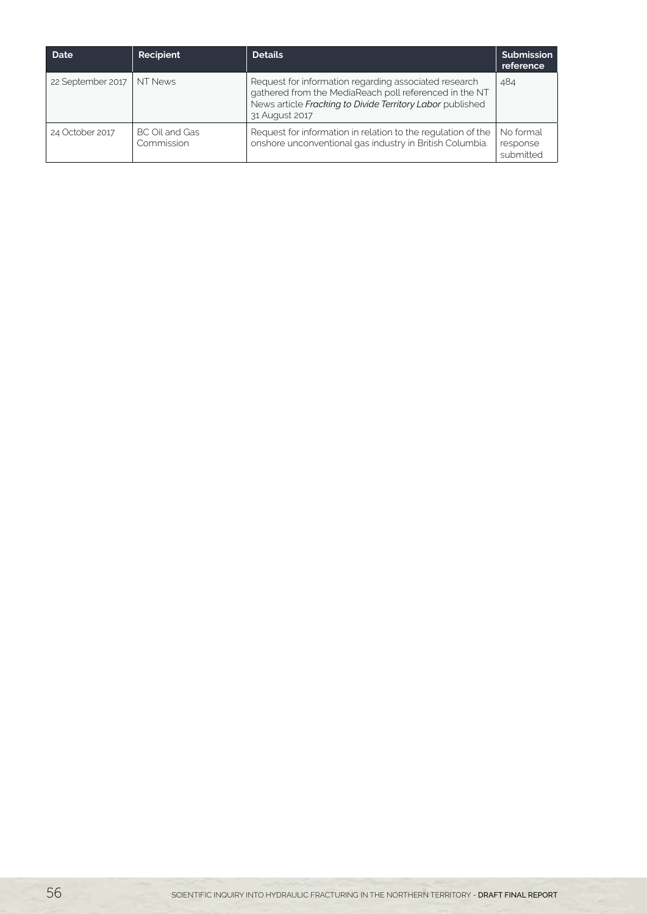| Date | Recipient | Details | Submission reference |
| --- | --- | --- | --- |
| 22 September 2017 | NT News | Request for information regarding associated research gathered from the MediaReach poll referenced in the NT News article *Fracking to Divide Territory Labor* published 31 August 2017 | 484 |
| 24 October 2017 | BC Oil and Gas Commission | Request for information in relation to the regulation of the onshore unconventional gas industry in British Columbia. | No formal response submitted |